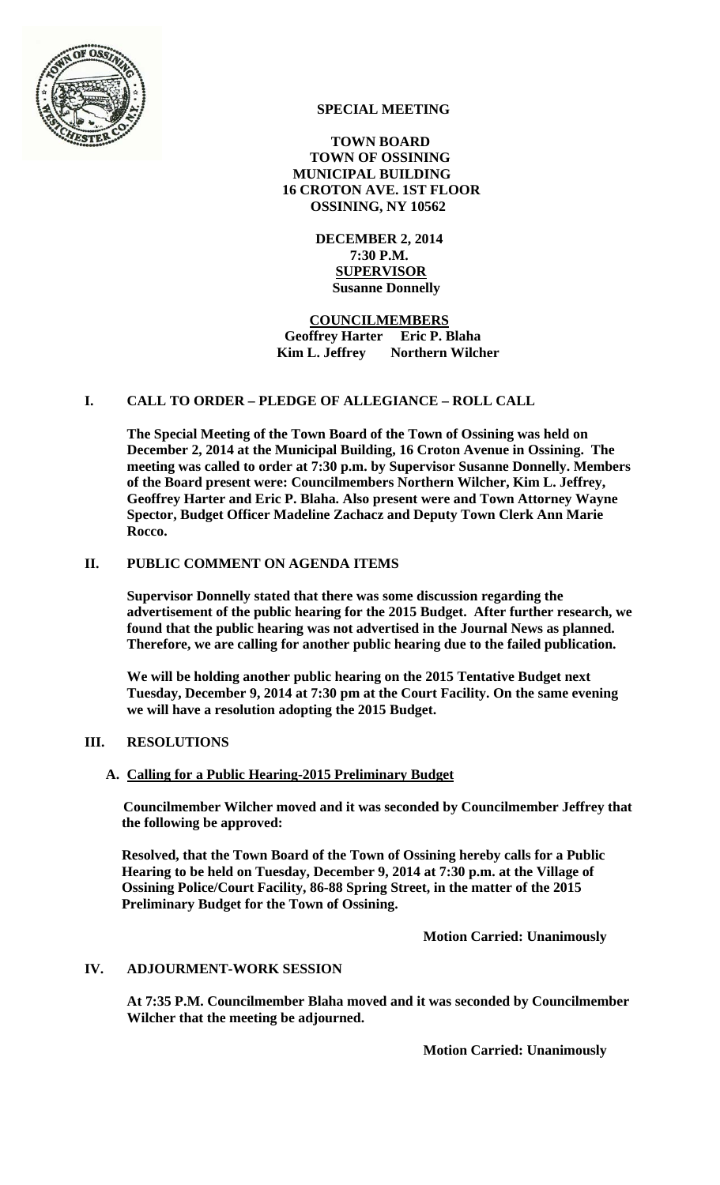# SPECIAL MEETING

**TOWN BOARD**
**TOWN OF OSSINING**
**MUNICIPAL BUILDING**
**16 CROTON AVE. 1ST FLOOR**
**OSSINING, NY 10562**

**DECEMBER 2, 2014**
**7:30 P.M.**
**SUPERVISOR**
**Susanne Donnelly**

**COUNCILMEMBERS**
**Geoffrey Harter Eric P. Blaha**
**Kim L. Jeffrey Northern Wilcher**

## I. CALL TO ORDER – PLEDGE OF ALLEGIANCE – ROLL CALL

**The Special Meeting of the Town Board of the Town of Ossining was held on December 2, 2014 at the Municipal Building, 16 Croton Avenue in Ossining. The meeting was called to order at 7:30 p.m. by Supervisor Susanne Donnelly. Members of the Board present were: Councilmembers Northern Wilcher, Kim L. Jeffrey, Geoffrey Harter and Eric P. Blaha. Also present were and Town Attorney Wayne Spector, Budget Officer Madeline Zachacz and Deputy Town Clerk Ann Marie Rocco.**

## II. PUBLIC COMMENT ON AGENDA ITEMS

**Supervisor Donnelly stated that there was some discussion regarding the advertisement of the public hearing for the 2015 Budget. After further research, we found that the public hearing was not advertised in the Journal News as planned. Therefore, we are calling for another public hearing due to the failed publication.**

**We will be holding another public hearing on the 2015 Tentative Budget next Tuesday, December 9, 2014 at 7:30 pm at the Court Facility. On the same evening we will have a resolution adopting the 2015 Budget.**

## III. RESOLUTIONS

### A. Calling for a Public Hearing-2015 Preliminary Budget

**Councilmember Wilcher moved and it was seconded by Councilmember Jeffrey that the following be approved:**

**Resolved, that the Town Board of the Town of Ossining hereby calls for a Public Hearing to be held on Tuesday, December 9, 2014 at 7:30 p.m. at the Village of Ossining Police/Court Facility, 86-88 Spring Street, in the matter of the 2015 Preliminary Budget for the Town of Ossining.**

**Motion Carried: Unanimously**

## IV. ADJOURMENT-WORK SESSION

**At 7:35 P.M. Councilmember Blaha moved and it was seconded by Councilmember Wilcher that the meeting be adjourned.**

**Motion Carried: Unanimously**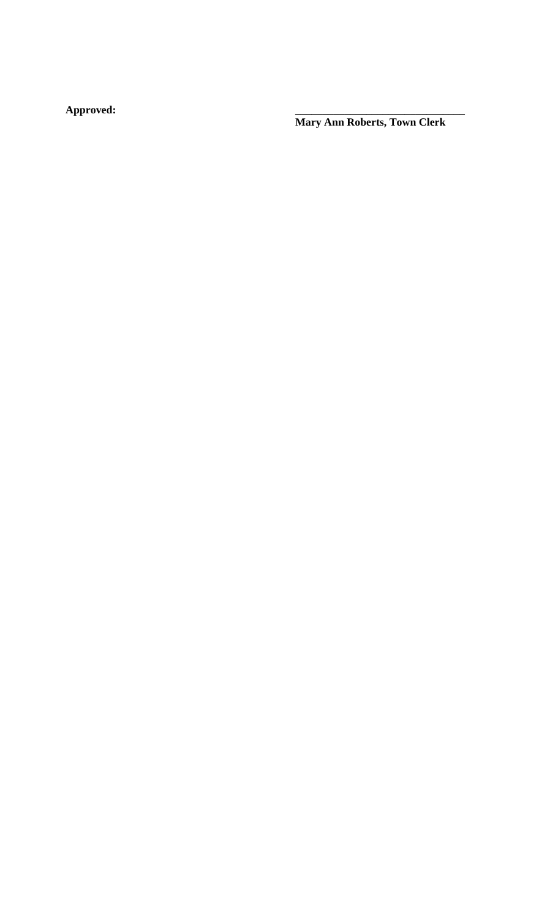**Approved:**

______________________________
**Mary Ann Roberts, Town Clerk**